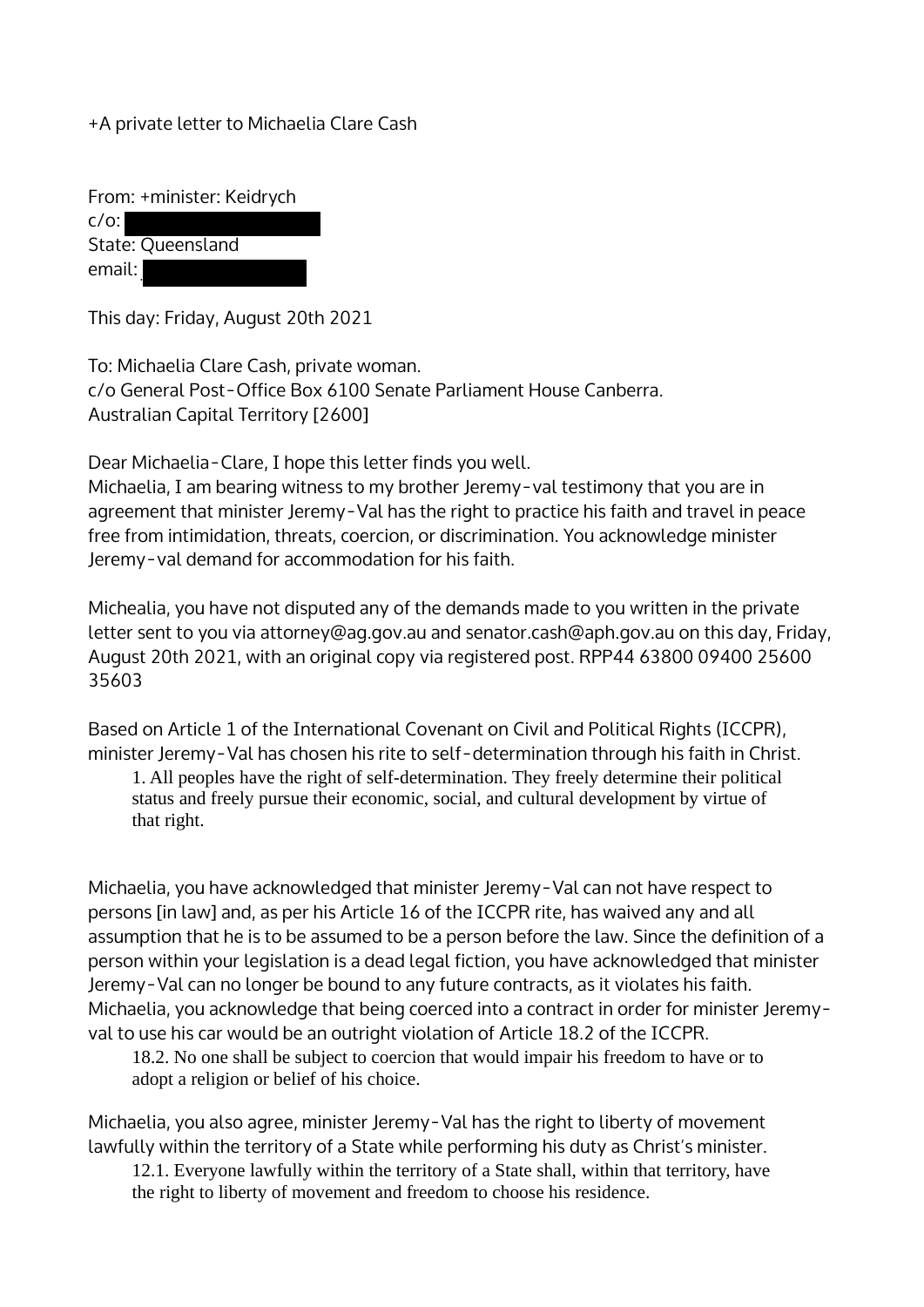+A private letter to Michaelia Clare Cash

From: +minister: Keidrych
c/o: 
State: Queensland
email: 

This day: Friday, August 20th 2021

To: Michaelia Clare Cash, private woman.
c/o General Post-Office Box 6100 Senate Parliament House Canberra.
Australian Capital Territory [2600]

Dear Michaelia-Clare, I hope this letter finds you well.
Michaelia, I am bearing witness to my brother Jeremy-val testimony that you are in agreement that minister Jeremy-Val has the right to practice his faith and travel in peace free from intimidation, threats, coercion, or discrimination. You acknowledge minister Jeremy-val demand for accommodation for his faith.

Michealia, you have not disputed any of the demands made to you written in the private letter sent to you via attorney@ag.gov.au and senator.cash@aph.gov.au on this day, Friday, August 20th 2021, with an original copy via registered post. RPP44 63800 09400 25600 35603

Based on Article 1 of the International Covenant on Civil and Political Rights (ICCPR), minister Jeremy-Val has chosen his rite to self-determination through his faith in Christ.

> 1. All peoples have the right of self-determination. They freely determine their political status and freely pursue their economic, social, and cultural development by virtue of that right.

Michaelia, you have acknowledged that minister Jeremy-Val can not have respect to persons [in law] and, as per his Article 16 of the ICCPR rite, has waived any and all assumption that he is to be assumed to be a person before the law. Since the definition of a person within your legislation is a dead legal fiction, you have acknowledged that minister Jeremy-Val can no longer be bound to any future contracts, as it violates his faith. Michaelia, you acknowledge that being coerced into a contract in order for minister Jeremy-val to use his car would be an outright violation of Article 18.2 of the ICCPR.

> 18.2. No one shall be subject to coercion that would impair his freedom to have or to adopt a religion or belief of his choice.

Michaelia, you also agree, minister Jeremy-Val has the right to liberty of movement lawfully within the territory of a State while performing his duty as Christ's minister.

> 12.1. Everyone lawfully within the territory of a State shall, within that territory, have the right to liberty of movement and freedom to choose his residence.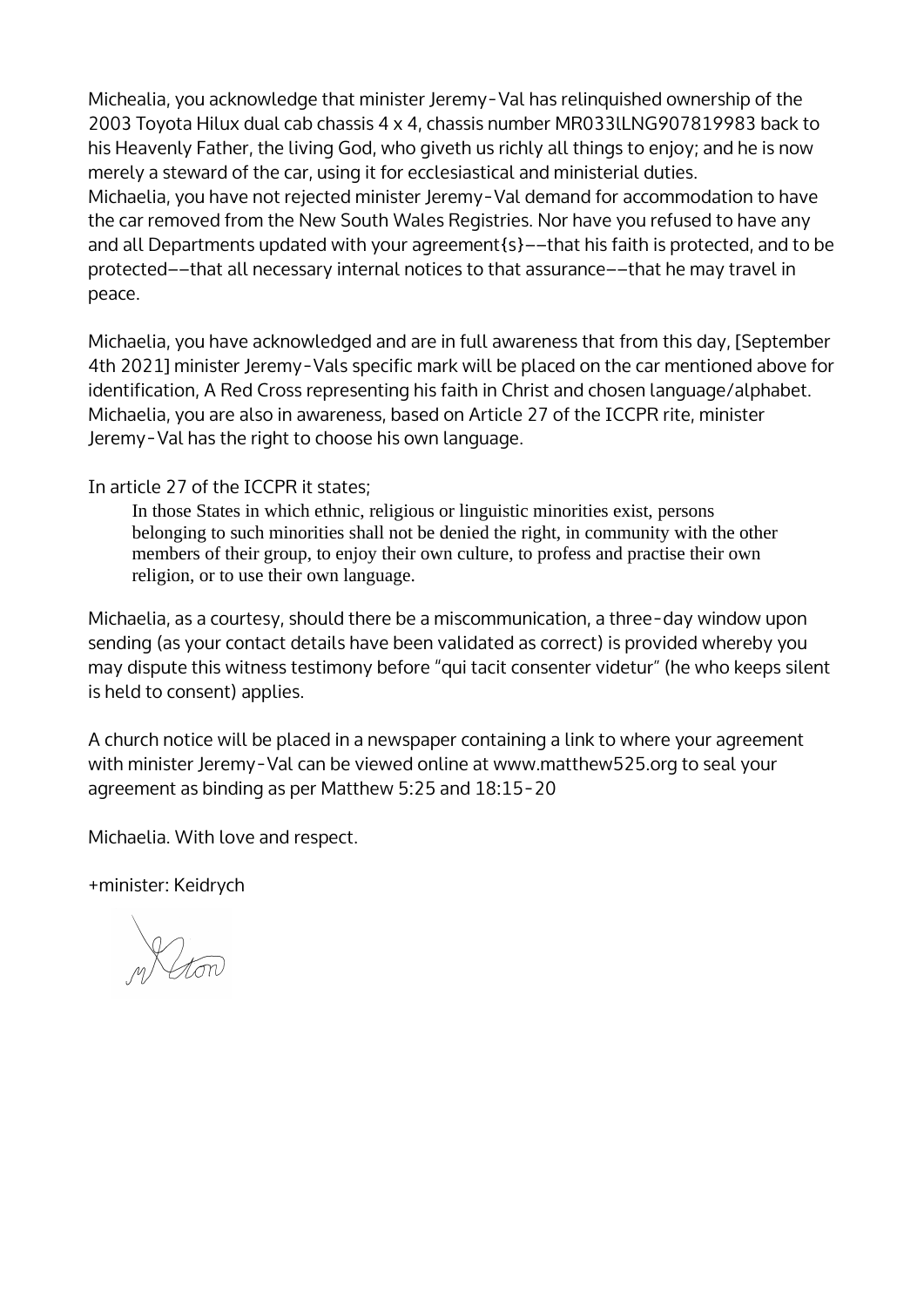Michealia, you acknowledge that minister Jeremy-Val has relinquished ownership of the 2003 Toyota Hilux dual cab chassis 4 x 4, chassis number MR033lLNG907819983 back to his Heavenly Father, the living God, who giveth us richly all things to enjoy; and he is now merely a steward of the car, using it for ecclesiastical and ministerial duties.
Michaelia, you have not rejected minister Jeremy-Val demand for accommodation to have the car removed from the New South Wales Registries. Nor have you refused to have any and all Departments updated with your agreement{s}––that his faith is protected, and to be protected––that all necessary internal notices to that assurance––that he may travel in peace.

Michaelia, you have acknowledged and are in full awareness that from this day, [September 4th 2021] minister Jeremy-Vals specific mark will be placed on the car mentioned above for identification, A Red Cross representing his faith in Christ and chosen language/alphabet. Michaelia, you are also in awareness, based on Article 27 of the ICCPR rite, minister Jeremy-Val has the right to choose his own language.

In article 27 of the ICCPR it states;

> In those States in which ethnic, religious or linguistic minorities exist, persons belonging to such minorities shall not be denied the right, in community with the other members of their group, to enjoy their own culture, to profess and practise their own religion, or to use their own language.

Michaelia, as a courtesy, should there be a miscommunication, a three-day window upon sending (as your contact details have been validated as correct) is provided whereby you may dispute this witness testimony before "qui tacit consenter videtur" (he who keeps silent is held to consent) applies.

A church notice will be placed in a newspaper containing a link to where your agreement with minister Jeremy-Val can be viewed online at www.matthew525.org to seal your agreement as binding as per Matthew 5:25 and 18:15-20

Michaelia. With love and respect.

+minister: Keidrych